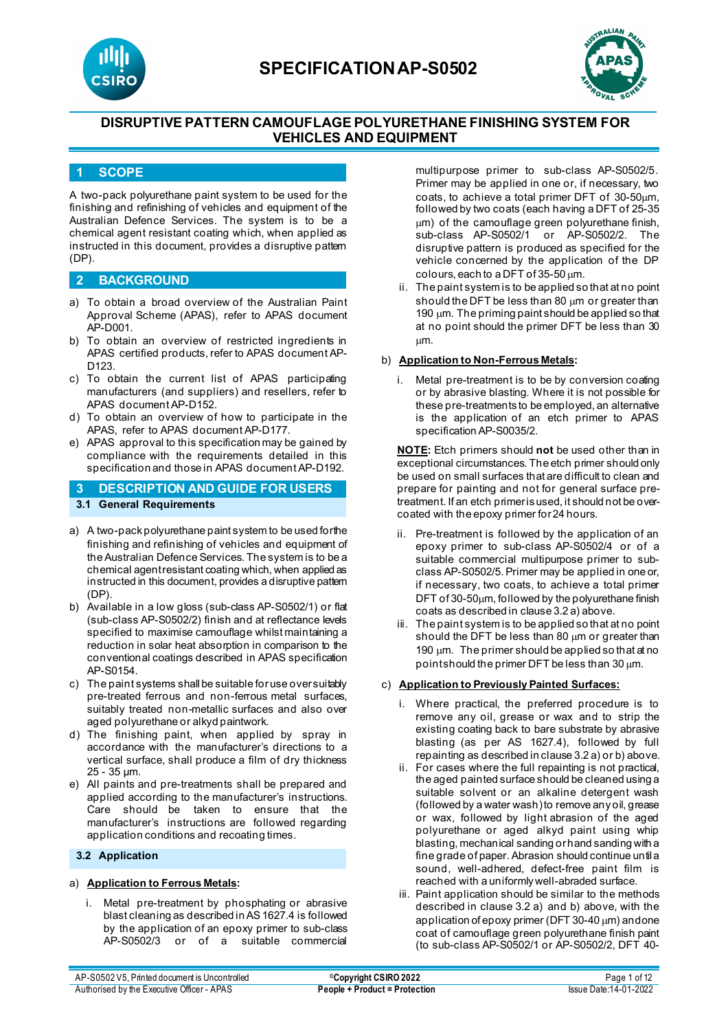# SPECIFICATION AP-S0502

## DISRUPTIVE PATTERN CAMOUFLAGE POLYURETHANE FINISHING SYSTEM FOR VEHICLES AND EQUIPMENT

## 1 SCOPE

A two-pack polyurethane paint system to be used for the finishing and refinishing of vehicles and equipment of the Australian Defence Services. The system is to be a chemical agent resistant coating which, when applied as instructed in this document, provides a disruptive pattern (DP).

## 2 BACKGROUND

a) To obtain a broad overview of the Australian Paint Approval Scheme (APAS), refer to APAS document AP-D001.
b) To obtain an overview of restricted ingredients in APAS certified products, refer to APAS document AP-D123.
c) To obtain the current list of APAS participating manufacturers (and suppliers) and resellers, refer to APAS document AP-D152.
d) To obtain an overview of how to participate in the APAS, refer to APAS document AP-D177.
e) APAS approval to this specification may be gained by compliance with the requirements detailed in this specification and those in APAS document AP-D192.

## 3 DESCRIPTION AND GUIDE FOR USERS

### 3.1 General Requirements

a) A two-pack polyurethane paint system to be used for the finishing and refinishing of vehicles and equipment of the Australian Defence Services. The system is to be a chemical agent resistant coating which, when applied as instructed in this document, provides a disruptive pattern (DP).
b) Available in a low gloss (sub-class AP-S0502/1) or flat (sub-class AP-S0502/2) finish and at reflectance levels specified to maximise camouflage whilst maintaining a reduction in solar heat absorption in comparison to the conventional coatings described in APAS specification AP-S0154.
c) The paint systems shall be suitable for use over suitably pre-treated ferrous and non-ferrous metal surfaces, suitably treated non-metallic surfaces and also over aged polyurethane or alkyd paintwork.
d) The finishing paint, when applied by spray in accordance with the manufacturer's directions to a vertical surface, shall produce a film of dry thickness 25 - 35 µm.
e) All paints and pre-treatments shall be prepared and applied according to the manufacturer's instructions. Care should be taken to ensure that the manufacturer's instructions are followed regarding application conditions and recoating times.

### 3.2 Application

a) **Application to Ferrous Metals:**

   i. Metal pre-treatment by phosphating or abrasive blast cleaning as described in AS 1627.4 is followed by the application of an epoxy primer to sub-class AP-S0502/3 or of a suitable commercial multipurpose primer to sub-class AP-S0502/5. Primer may be applied in one or, if necessary, two coats, to achieve a total primer DFT of 30-50µm, followed by two coats (each having a DFT of 25-35 µm) of the camouflage green polyurethane finish, sub-class AP-S0502/1 or AP-S0502/2. The disruptive pattern is produced as specified for the vehicle concerned by the application of the DP colours, each to a DFT of 35-50 µm.
   ii. The paint system is to be applied so that at no point should the DFT be less than 80 µm or greater than 190 µm. The priming paint should be applied so that at no point should the primer DFT be less than 30 µm.

b) **Application to Non-Ferrous Metals:**

   i. Metal pre-treatment is to be by conversion coating or by abrasive blasting. Where it is not possible for these pre-treatments to be employed, an alternative is the application of an etch primer to APAS specification AP-S0035/2.

   **NOTE**: Etch primers should **not** be used other than in exceptional circumstances. The etch primer should only be used on small surfaces that are difficult to clean and prepare for painting and not for general surface pre-treatment. If an etch primer is used, it should not be over-coated with the epoxy primer for 24 hours.

   ii. Pre-treatment is followed by the application of an epoxy primer to sub-class AP-S0502/4 or of a suitable commercial multipurpose primer to sub-class AP-S0502/5. Primer may be applied in one or, if necessary, two coats, to achieve a total primer DFT of 30-50µm, followed by the polyurethane finish coats as described in clause 3.2 a) above.
   iii. The paint system is to be applied so that at no point should the DFT be less than 80 µm or greater than 190 µm. The primer should be applied so that at no point should the primer DFT be less than 30 µm.

c) **Application to Previously Painted Surfaces:**

   i. Where practical, the preferred procedure is to remove any oil, grease or wax and to strip the existing coating back to bare substrate by abrasive blasting (as per AS 1627.4), followed by full repainting as described in clause 3.2 a) or b) above.
   ii. For cases where the full repainting is not practical, the aged painted surface should be cleaned using a suitable solvent or an alkaline detergent wash (followed by a water wash) to remove any oil, grease or wax, followed by light abrasion of the aged polyurethane or aged alkyd paint using whip blasting, mechanical sanding or hand sanding with a fine grade of paper. Abrasion should continue until a sound, well-adhered, defect-free paint film is reached with a uniformly well-abraded surface.
   iii. Paint application should be similar to the methods described in clause 3.2 a) and b) above, with the application of epoxy primer (DFT 30-40 µm) and one coat of camouflage green polyurethane finish paint (to sub-class AP-S0502/1 or AP-S0502/2, DFT 40-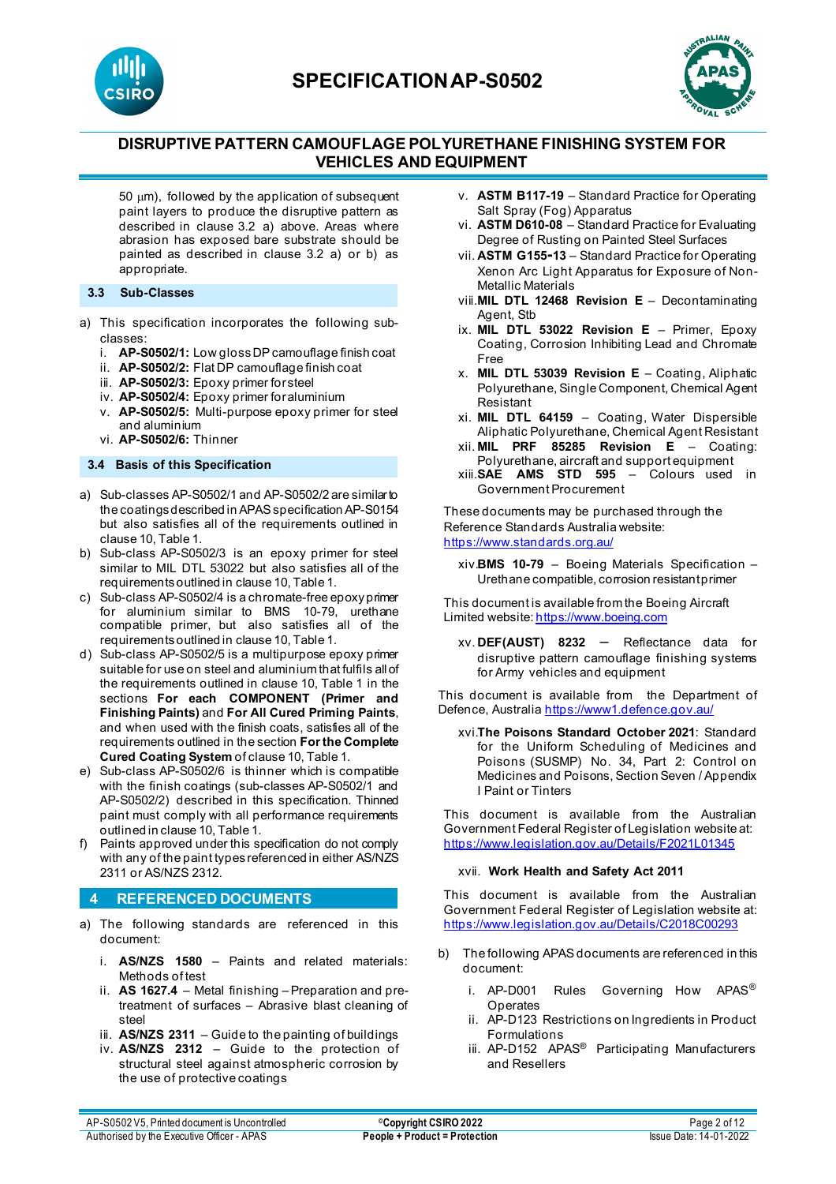50 $\mu$m), followed by the application of subsequent paint layers to produce the disruptive pattern as described in clause 3.2 a) above. Areas where abrasion has exposed bare substrate should be painted as described in clause 3.2 a) or b) as appropriate.

### 3.3 Sub-Classes

a) This specification incorporates the following sub-classes:
   i. **AP-S0502/1:** Low gloss DP camouflage finish coat
   ii. **AP-S0502/2:** Flat DP camouflage finish coat
   iii. **AP-S0502/3:** Epoxy primer for steel
   iv. **AP-S0502/4:** Epoxy primer for aluminium
   v. **AP-S0502/5:** Multi-purpose epoxy primer for steel and aluminium
   vi. **AP-S0502/6:** Thinner

### 3.4 Basis of this Specification

a) Sub-classes AP-S0502/1 and AP-S0502/2 are similar to the coatings described in APAS specification AP-S0154 but also satisfies all of the requirements outlined in clause 10, Table 1.
b) Sub-class AP-S0502/3 is an epoxy primer for steel similar to MIL DTL 53022 but also satisfies all of the requirements outlined in clause 10, Table 1.
c) Sub-class AP-S0502/4 is a chromate-free epoxy primer for aluminium similar to BMS 10-79, urethane compatible primer, but also satisfies all of the requirements outlined in clause 10, Table 1.
d) Sub-class AP-S0502/5 is a multipurpose epoxy primer suitable for use on steel and aluminium that fulfils all of the requirements outlined in clause 10, Table 1 in the sections **For each COMPONENT (Primer and Finishing Paints)** and **For All Cured Priming Paints**, and when used with the finish coats, satisfies all of the requirements outlined in the section **For the Complete Cured Coating System** of clause 10, Table 1.
e) Sub-class AP-S0502/6 is thinner which is compatible with the finish coatings (sub-classes AP-S0502/1 and AP-S0502/2) described in this specification. Thinned paint must comply with all performance requirements outlined in clause 10, Table 1.
f) Paints approved under this specification do not comply with any of the paint types referenced in either AS/NZS 2311 or AS/NZS 2312.

## 4 REFERENCED DOCUMENTS

a) The following standards are referenced in this document:

   i. **AS/NZS 1580** – Paints and related materials: Methods of test
   ii. **AS 1627.4** – Metal finishing – Preparation and pre-treatment of surfaces – Abrasive blast cleaning of steel
   iii. **AS/NZS 2311** – Guide to the painting of buildings
   iv. **AS/NZS 2312** – Guide to the protection of structural steel against atmospheric corrosion by the use of protective coatings
   v. **ASTM B117-19** – Standard Practice for Operating Salt Spray (Fog) Apparatus
   vi. **ASTM D610-08** – Standard Practice for Evaluating Degree of Rusting on Painted Steel Surfaces
   vii. **ASTM G155-13** – Standard Practice for Operating Xenon Arc Light Apparatus for Exposure of Non-Metallic Materials
   viii. **MIL DTL 12468 Revision E** – Decontaminating Agent, Stb
   ix. **MIL DTL 53022 Revision E** – Primer, Epoxy Coating, Corrosion Inhibiting Lead and Chromate Free
   x. **MIL DTL 53039 Revision E** – Coating, Aliphatic Polyurethane, Single Component, Chemical Agent Resistant
   xi. **MIL DTL 64159** – Coating, Water Dispersible Aliphatic Polyurethane, Chemical Agent Resistant
   xii. **MIL PRF 85285 Revision E** – Coating: Polyurethane, aircraft and support equipment
   xiii. **SAE AMS STD 595** – Colours used in Government Procurement

   These documents may be purchased through the Reference Standards Australia website: https://www.standards.org.au/

   xiv. **BMS 10-79** – Boeing Materials Specification – Urethane compatible, corrosion resistant primer

   This document is available from the Boeing Aircraft Limited website: https://www.boeing.com

   xv. **DEF(AUST) 8232** – Reflectance data for disruptive pattern camouflage finishing systems for Army vehicles and equipment

   This document is available from the Department of Defence, Australia https://www1.defence.gov.au/

   xvi. **The Poisons Standard October 2021**: Standard for the Uniform Scheduling of Medicines and Poisons (SUSMP) No. 34, Part 2: Control on Medicines and Poisons, Section Seven / Appendix I Paint or Tinters

   This document is available from the Australian Government Federal Register of Legislation website at: https://www.legislation.gov.au/Details/F2021L01345

   xvii. **Work Health and Safety Act 2011**

   This document is available from the Australian Government Federal Register of Legislation website at: https://www.legislation.gov.au/Details/C2018C00293

b) The following APAS documents are referenced in this document:

   i. AP-D001 Rules Governing How APAS® Operates
   ii. AP-D123 Restrictions on Ingredients in Product Formulations
   iii. AP-D152 APAS® Participating Manufacturers and Resellers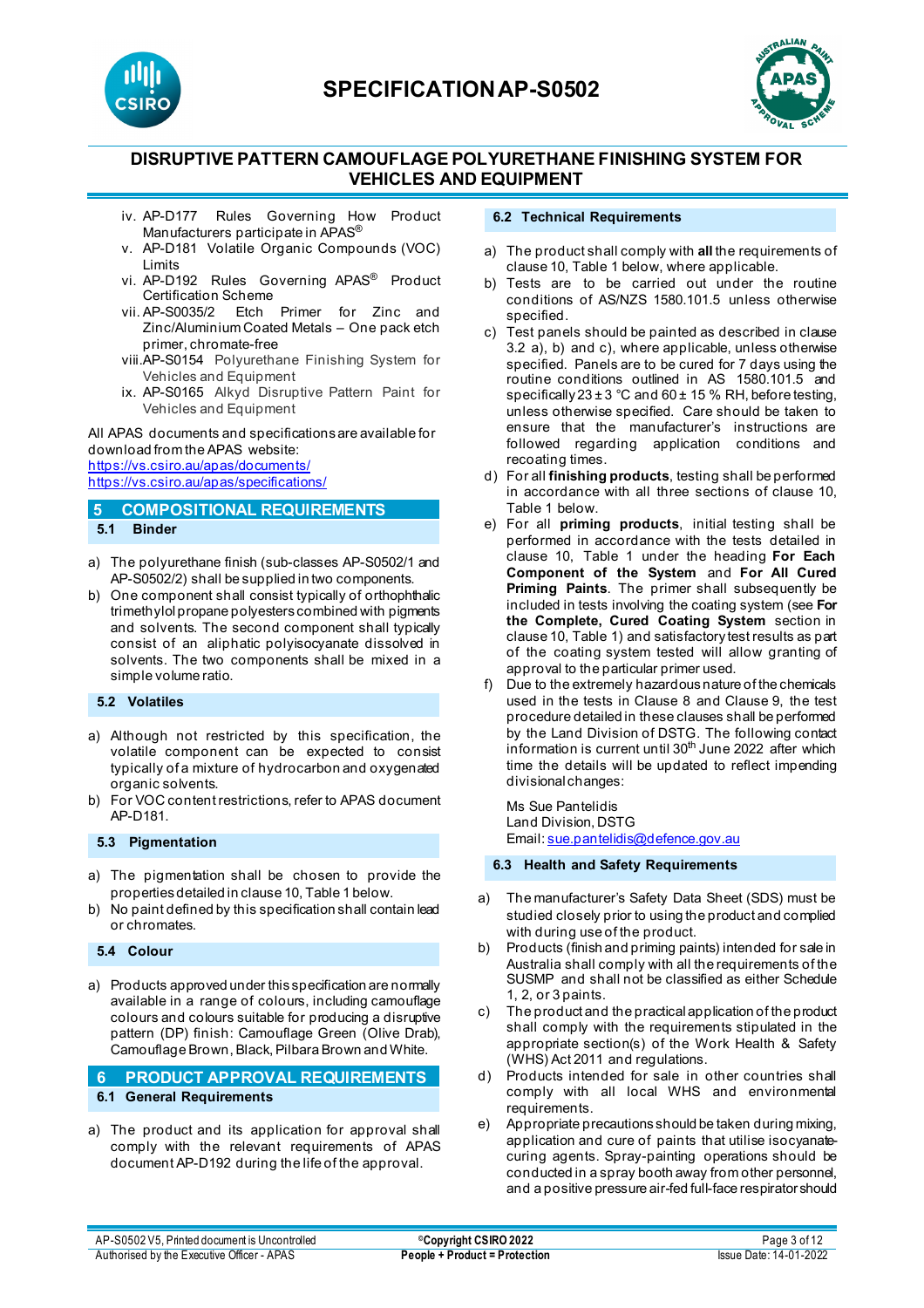iv. AP-D177 Rules Governing How Product Manufacturers participate in APAS®
v. AP-D181 Volatile Organic Compounds (VOC) Limits
vi. AP-D192 Rules Governing APAS® Product Certification Scheme
vii. AP-S0035/2 Etch Primer for Zinc and Zinc/Aluminium Coated Metals – One pack etch primer, chromate-free
viii. AP-S0154 Polyurethane Finishing System for Vehicles and Equipment
ix. AP-S0165 Alkyd Disruptive Pattern Paint for Vehicles and Equipment

All APAS documents and specifications are available for download from the APAS website:
https://vs.csiro.au/apas/documents/
https://vs.csiro.au/apas/specifications/

## 5 COMPOSITIONAL REQUIREMENTS

### 5.1 Binder

a) The polyurethane finish (sub-classes AP-S0502/1 and AP-S0502/2) shall be supplied in two components.
b) One component shall consist typically of orthophthalic trimethylol propane polyesters combined with pigments and solvents. The second component shall typically consist of an aliphatic polyisocyanate dissolved in solvents. The two components shall be mixed in a simple volume ratio.

### 5.2 Volatiles

a) Although not restricted by this specification, the volatile component can be expected to consist typically of a mixture of hydrocarbon and oxygenated organic solvents.
b) For VOC content restrictions, refer to APAS document AP-D181.

### 5.3 Pigmentation

a) The pigmentation shall be chosen to provide the properties detailed in clause 10, Table 1 below.
b) No paint defined by this specification shall contain lead or chromates.

### 5.4 Colour

a) Products approved under this specification are normally available in a range of colours, including camouflage colours and colours suitable for producing a disruptive pattern (DP) finish: Camouflage Green (Olive Drab), Camouflage Brown, Black, Pilbara Brown and White.

## 6 PRODUCT APPROVAL REQUIREMENTS

### 6.1 General Requirements

a) The product and its application for approval shall comply with the relevant requirements of APAS document AP-D192 during the life of the approval.

### 6.2 Technical Requirements

a) The product shall comply with **all** the requirements of clause 10, Table 1 below, where applicable.
b) Tests are to be carried out under the routine conditions of AS/NZS 1580.101.5 unless otherwise specified.
c) Test panels should be painted as described in clause 3.2 a), b) and c), where applicable, unless otherwise specified. Panels are to be cured for 7 days using the routine conditions outlined in AS 1580.101.5 and specifically 23 ± 3 °C and 60 ± 15 % RH, before testing, unless otherwise specified. Care should be taken to ensure that the manufacturer's instructions are followed regarding application conditions and recoating times.
d) For all **finishing products**, testing shall be performed in accordance with all three sections of clause 10, Table 1 below.
e) For all **priming products**, initial testing shall be performed in accordance with the tests detailed in clause 10, Table 1 under the heading **For Each Component of the System** and **For All Cured Priming Paints**. The primer shall subsequently be included in tests involving the coating system (see **For the Complete, Cured Coating System** section in clause 10, Table 1) and satisfactory test results as part of the coating system tested will allow granting of approval to the particular primer used.
f) Due to the extremely hazardous nature of the chemicals used in the tests in Clause 8 and Clause 9, the test procedure detailed in these clauses shall be performed by the Land Division of DSTG. The following contact information is current until 30th June 2022 after which time the details will be updated to reflect impending divisional changes:

   Ms Sue Pantelidis
   Land Division, DSTG
   Email: sue.pantelidis@defence.gov.au

### 6.3 Health and Safety Requirements

a) The manufacturer's Safety Data Sheet (SDS) must be studied closely prior to using the product and complied with during use of the product.
b) Products (finish and priming paints) intended for sale in Australia shall comply with all the requirements of the SUSMP and shall not be classified as either Schedule 1, 2, or 3 paints.
c) The product and the practical application of the product shall comply with the requirements stipulated in the appropriate section(s) of the Work Health & Safety (WHS) Act 2011 and regulations.
d) Products intended for sale in other countries shall comply with all local WHS and environmental requirements.
e) Appropriate precautions should be taken during mixing, application and cure of paints that utilise isocyanate-curing agents. Spray-painting operations should be conducted in a spray booth away from other personnel, and a positive pressure air-fed full-face respirator should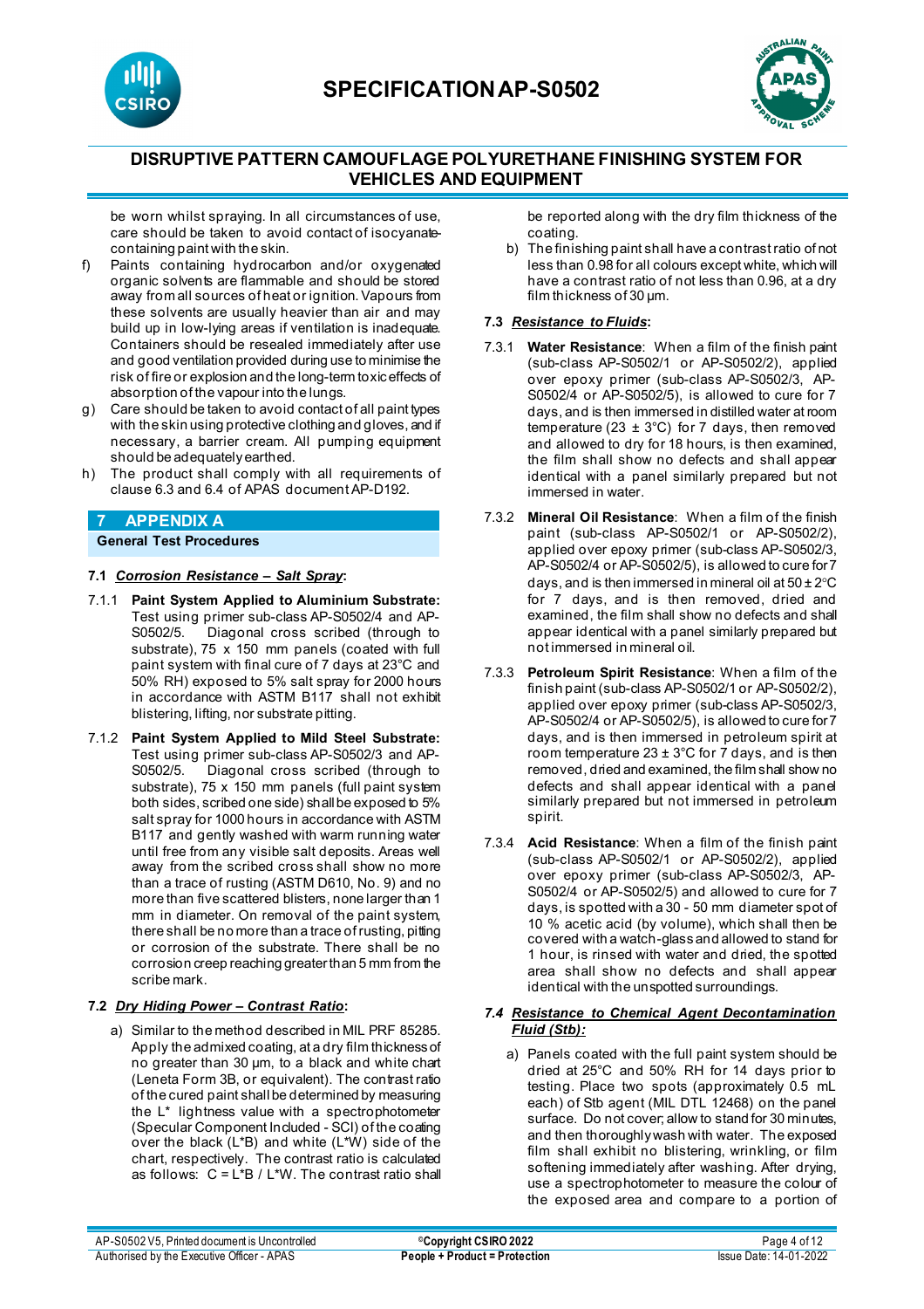be worn whilst spraying. In all circumstances of use, care should be taken to avoid contact of isocyanate-containing paint with the skin.

f) Paints containing hydrocarbon and/or oxygenated organic solvents are flammable and should be stored away from all sources of heat or ignition. Vapours from these solvents are usually heavier than air and may build up in low-lying areas if ventilation is inadequate. Containers should be resealed immediately after use and good ventilation provided during use to minimise the risk of fire or explosion and the long-term toxic effects of absorption of the vapour into the lungs.

g) Care should be taken to avoid contact of all paint types with the skin using protective clothing and gloves, and if necessary, a barrier cream. All pumping equipment should be adequately earthed.

h) The product shall comply with all requirements of clause 6.3 and 6.4 of APAS document AP-D192.

## 7 APPENDIX A

**General Test Procedures**

### 7.1 *Corrosion Resistance – Salt Spray*:

7.1.1 **Paint System Applied to Aluminium Substrate:** Test using primer sub-class AP-S0502/4 and AP-S0502/5. Diagonal cross scribed (through to substrate), 75 x 150 mm panels (coated with full paint system with final cure of 7 days at 23°C and 50% RH) exposed to 5% salt spray for 2000 hours in accordance with ASTM B117 shall not exhibit blistering, lifting, nor substrate pitting.

7.1.2 **Paint System Applied to Mild Steel Substrate:** Test using primer sub-class AP-S0502/3 and AP-S0502/5. Diagonal cross scribed (through to substrate), 75 x 150 mm panels (full paint system both sides, scribed one side) shall be exposed to 5% salt spray for 1000 hours in accordance with ASTM B117 and gently washed with warm running water until free from any visible salt deposits. Areas well away from the scribed cross shall show no more than a trace of rusting (ASTM D610, No. 9) and no more than five scattered blisters, none larger than 1 mm in diameter. On removal of the paint system, there shall be no more than a trace of rusting, pitting or corrosion of the substrate. There shall be no corrosion creep reaching greater than 5 mm from the scribe mark.

### 7.2 *Dry Hiding Power – Contrast Ratio*:

a) Similar to the method described in MIL PRF 85285. Apply the admixed coating, at a dry film thickness of no greater than 30 µm, to a black and white chart (Leneta Form 3B, or equivalent). The contrast ratio of the cured paint shall be determined by measuring the L* lightness value with a spectrophotometer (Specular Component Included - SCI) of the coating over the black (L*B) and white (L*W) side of the chart, respectively. The contrast ratio is calculated as follows: $C = L^*B / L^*W$. The contrast ratio shall be reported along with the dry film thickness of the coating.

b) The finishing paint shall have a contrast ratio of not less than 0.98 for all colours except white, which will have a contrast ratio of not less than 0.96, at a dry film thickness of 30 µm.

### 7.3 *Resistance to Fluids*:

7.3.1 **Water Resistance**: When a film of the finish paint (sub-class AP-S0502/1 or AP-S0502/2), applied over epoxy primer (sub-class AP-S0502/3, AP-S0502/4 or AP-S0502/5), is allowed to cure for 7 days, and is then immersed in distilled water at room temperature (23 ± 3°C) for 7 days, then removed and allowed to dry for 18 hours, is then examined, the film shall show no defects and shall appear identical with a panel similarly prepared but not immersed in water.

7.3.2 **Mineral Oil Resistance**: When a film of the finish paint (sub-class AP-S0502/1 or AP-S0502/2), applied over epoxy primer (sub-class AP-S0502/3, AP-S0502/4 or AP-S0502/5), is allowed to cure for 7 days, and is then immersed in mineral oil at 50 ± 2°C for 7 days, and is then removed, dried and examined, the film shall show no defects and shall appear identical with a panel similarly prepared but not immersed in mineral oil.

7.3.3 **Petroleum Spirit Resistance**: When a film of the finish paint (sub-class AP-S0502/1 or AP-S0502/2), applied over epoxy primer (sub-class AP-S0502/3, AP-S0502/4 or AP-S0502/5), is allowed to cure for 7 days, and is then immersed in petroleum spirit at room temperature 23 ± 3°C for 7 days, and is then removed, dried and examined, the film shall show no defects and shall appear identical with a panel similarly prepared but not immersed in petroleum spirit.

7.3.4 **Acid Resistance**: When a film of the finish paint (sub-class AP-S0502/1 or AP-S0502/2), applied over epoxy primer (sub-class AP-S0502/3, AP-S0502/4 or AP-S0502/5) and allowed to cure for 7 days, is spotted with a 30 - 50 mm diameter spot of 10 % acetic acid (by volume), which shall then be covered with a watch-glass and allowed to stand for 1 hour, is rinsed with water and dried, the spotted area shall show no defects and shall appear identical with the unspotted surroundings.

### 7.4 *Resistance to Chemical Agent Decontamination Fluid (Stb):*

a) Panels coated with the full paint system should be dried at 25°C and 50% RH for 14 days prior to testing. Place two spots (approximately 0.5 mL each) of Stb agent (MIL DTL 12468) on the panel surface. Do not cover; allow to stand for 30 minutes, and then thoroughly wash with water. The exposed film shall exhibit no blistering, wrinkling, or film softening immediately after washing. After drying, use a spectrophotometer to measure the colour of the exposed area and compare to a portion of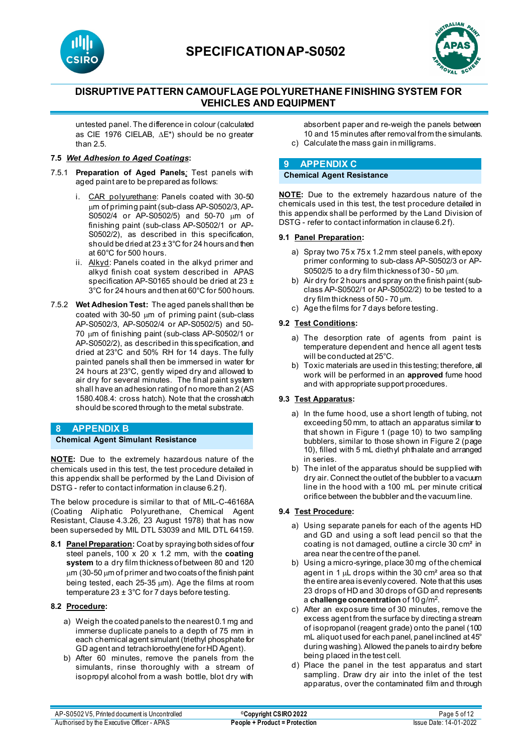untested panel. The difference in colour (calculated as CIE 1976 CIELAB, $\Delta E^*$) should be no greater than 2.5.

**7.5** ***Wet Adhesion to Aged Coatings*:**

7.5.1 **Preparation of Aged Panels**: Test panels with aged paint are to be prepared as follows:

i. CAR polyurethane: Panels coated with 30-50 µm of priming paint (sub-class AP-S0502/3, AP-S0502/4 or AP-S0502/5) and 50-70 µm of finishing paint (sub-class AP-S0502/1 or AP-S0502/2), as described in this specification, should be dried at 23 ± 3°C for 24 hours and then at 60°C for 500 hours.

ii. Alkyd: Panels coated in the alkyd primer and alkyd finish coat system described in APAS specification AP-S0165 should be dried at 23 ± 3°C for 24 hours and then at 60°C for 500 hours.

7.5.2 **Wet Adhesion Test:** The aged panels shall then be coated with 30-50 µm of priming paint (sub-class AP-S0502/3, AP-S0502/4 or AP-S0502/5) and 50-70 µm of finishing paint (sub-class AP-S0502/1 or AP-S0502/2), as described in this specification, and dried at 23°C and 50% RH for 14 days. The fully painted panels shall then be immersed in water for 24 hours at 23°C, gently wiped dry and allowed to air dry for several minutes. The final paint system shall have an adhesion rating of no more than 2 (AS 1580.408.4: cross hatch). Note that the crosshatch should be scored through to the metal substrate.

## 8 APPENDIX B

**Chemical Agent Simulant Resistance**

**NOTE:** Due to the extremely hazardous nature of the chemicals used in this test, the test procedure detailed in this appendix shall be performed by the Land Division of DSTG - refer to contact information in clause 6.2 f).

The below procedure is similar to that of MIL-C-46168A (Coating Aliphatic Polyurethane, Chemical Agent Resistant, Clause 4.3.26, 23 August 1978) that has now been superseded by MIL DTL 53039 and MIL DTL 64159.

**8.1** **Panel Preparation**: Coat by spraying both sides of four steel panels, 100 x 20 x 1.2 mm, with the **coating system** to a dry film thickness of between 80 and 120 µm (30-50 µm of primer and two coats of the finish paint being tested, each 25-35 µm). Age the films at room temperature 23 ± 3°C for 7 days before testing.

**8.2** **Procedure:**

a) Weigh the coated panels to the nearest 0.1 mg and immerse duplicate panels to a depth of 75 mm in each chemical agent simulant (triethyl phosphate for GD agent and tetrachloroethylene for HD Agent).

b) After 60 minutes, remove the panels from the simulants, rinse thoroughly with a stream of isopropyl alcohol from a wash bottle, blot dry with absorbent paper and re-weigh the panels between 10 and 15 minutes after removal from the simulants.

c) Calculate the mass gain in milligrams.

## 9 APPENDIX C

**Chemical Agent Resistance**

**NOTE:** Due to the extremely hazardous nature of the chemicals used in this test, the test procedure detailed in this appendix shall be performed by the Land Division of DSTG - refer to contact information in clause 6.2 f).

**9.1** **Panel Preparation:**

a) Spray two 75 x 75 x 1.2 mm steel panels, with epoxy primer conforming to sub-class AP-S0502/3 or AP-S0502/5 to a dry film thickness of 30 - 50 µm.

b) Air dry for 2 hours and spray on the finish paint (sub-class AP-S0502/1 or AP-S0502/2) to be tested to a dry film thickness of 50 - 70 µm.

c) Age the films for 7 days before testing.

**9.2** **Test Conditions:**

a) The desorption rate of agents from paint is temperature dependent and hence all agent tests will be conducted at 25°C.

b) Toxic materials are used in this testing; therefore, all work will be performed in an **approved** fume hood and with appropriate support procedures.

**9.3** **Test Apparatus:**

a) In the fume hood, use a short length of tubing, not exceeding 50 mm, to attach an apparatus similar to that shown in Figure 1 (page 10) to two sampling bubblers, similar to those shown in Figure 2 (page 10), filled with 5 mL diethyl phthalate and arranged in series.

b) The inlet of the apparatus should be supplied with dry air. Connect the outlet of the bubbler to a vacuum line in the hood with a 100 mL per minute critical orifice between the bubbler and the vacuum line.

**9.4** **Test Procedure:**

a) Using separate panels for each of the agents HD and GD and using a soft lead pencil so that the coating is not damaged, outline a circle 30 cm² in area near the centre of the panel.

b) Using a micro-syringe, place 30 mg of the chemical agent in 1 µL drops within the 30 cm² area so that the entire area is evenly covered. Note that this uses 23 drops of HD and 30 drops of GD and represents a **challenge concentration** of 10 g/m².

c) After an exposure time of 30 minutes, remove the excess agent from the surface by directing a stream of isopropanol (reagent grade) onto the panel (100 mL aliquot used for each panel, panel inclined at 45° during washing). Allowed the panels to air dry before being placed in the test cell.

d) Place the panel in the test apparatus and start sampling. Draw dry air into the inlet of the test apparatus, over the contaminated film and through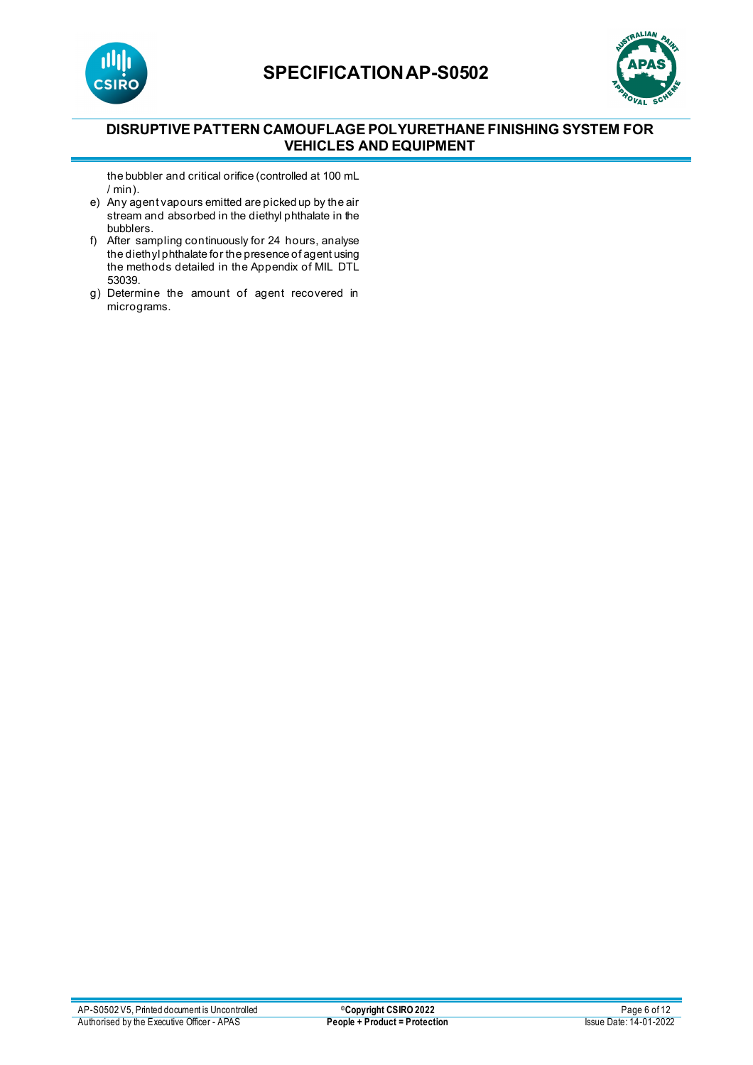the bubbler and critical orifice (controlled at 100 mL / min).

e) Any agent vapours emitted are picked up by the air stream and absorbed in the diethyl phthalate in the bubblers.
f) After sampling continuously for 24 hours, analyse the diethyl phthalate for the presence of agent using the methods detailed in the Appendix of MIL DTL 53039.
g) Determine the amount of agent recovered in micrograms.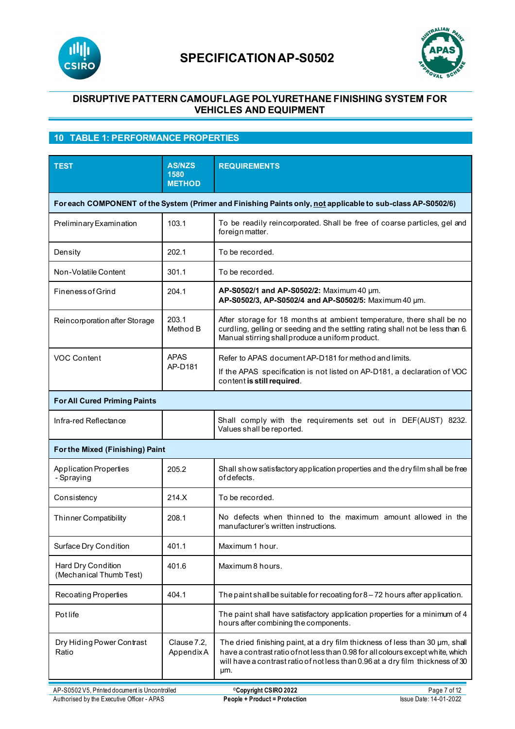## 10 TABLE 1: PERFORMANCE PROPERTIES

| TEST | AS/NZS 1580 METHOD | REQUIREMENTS |
|---|---|---|
| **For each COMPONENT of the System (Primer and Finishing Paints only, not applicable to sub-class AP-S0502/6)** | | |
| Preliminary Examination | 103.1 | To be readily reincorporated. Shall be free of coarse particles, gel and foreign matter. |
| Density | 202.1 | To be recorded. |
| Non-Volatile Content | 301.1 | To be recorded. |
| Fineness of Grind | 204.1 | **AP-S0502/1 and AP-S0502/2:** Maximum 40 µm.<br>**AP-S0502/3, AP-S0502/4 and AP-S0502/5:** Maximum 40 µm. |
| Reincorporation after Storage | 203.1 Method B | After storage for 18 months at ambient temperature, there shall be no curdling, gelling or seeding and the settling rating shall not be less than 6. Manual stirring shall produce a uniform product. |
| VOC Content | APAS AP-D181 | Refer to APAS document AP-D181 for method and limits.<br>If the APAS specification is not listed on AP-D181, a declaration of VOC content **is still required**. |
| **For All Cured Priming Paints** | | |
| Infra-red Reflectance | | Shall comply with the requirements set out in DEF(AUST) 8232. Values shall be reported. |
| **For the Mixed (Finishing) Paint** | | |
| Application Properties - Spraying | 205.2 | Shall show satisfactory application properties and the dry film shall be free of defects. |
| Consistency | 214.X | To be recorded. |
| Thinner Compatibility | 208.1 | No defects when thinned to the maximum amount allowed in the manufacturer's written instructions. |
| Surface Dry Condition | 401.1 | Maximum 1 hour. |
| Hard Dry Condition (Mechanical Thumb Test) | 401.6 | Maximum 8 hours. |
| Recoating Properties | 404.1 | The paint shall be suitable for recoating for 8 – 72 hours after application. |
| Pot life | | The paint shall have satisfactory application properties for a minimum of 4 hours after combining the components. |
| Dry Hiding Power Contrast Ratio | Clause 7.2, Appendix A | The dried finishing paint, at a dry film thickness of less than 30 µm, shall have a contrast ratio of not less than 0.98 for all colours except white, which will have a contrast ratio of not less than 0.96 at a dry film thickness of 30 µm. |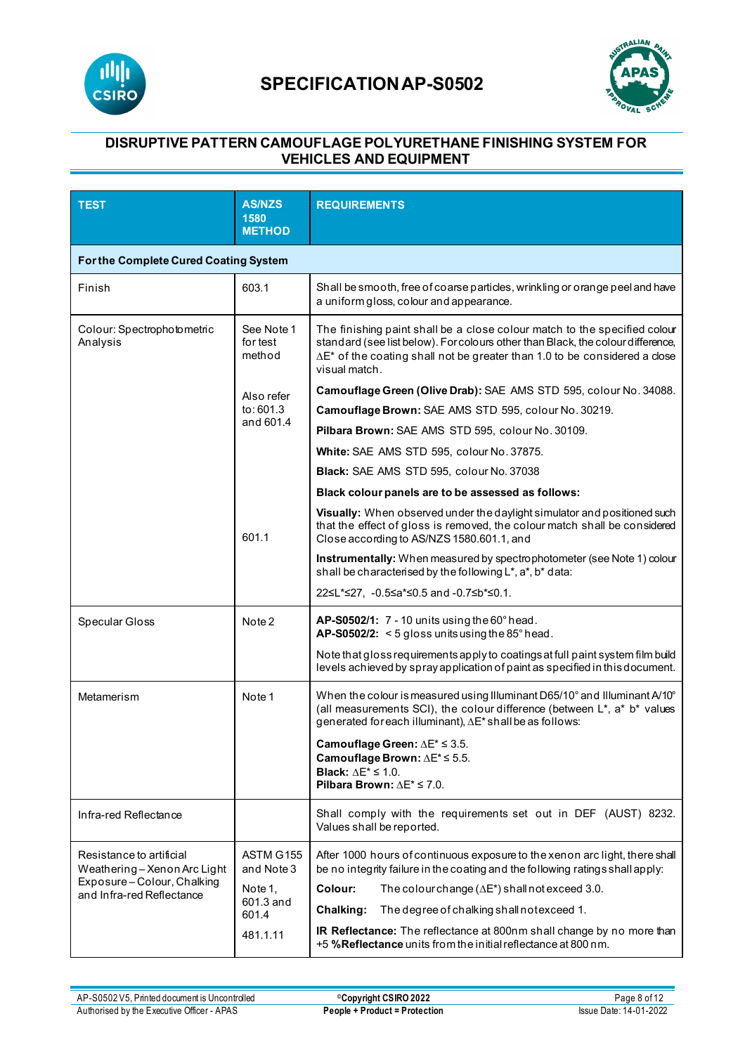# SPECIFICATION AP-S0502

## DISRUPTIVE PATTERN CAMOUFLAGE POLYURETHANE FINISHING SYSTEM FOR VEHICLES AND EQUIPMENT

| TEST | AS/NZS 1580 METHOD | REQUIREMENTS |
|---|---|---|
| **For the Complete Cured Coating System** | | |
| Finish | 603.1 | Shall be smooth, free of coarse particles, wrinkling or orange peel and have a uniform gloss, colour and appearance. |
| Colour: Spectrophotometric Analysis | See Note 1 for test method<br><br>Also refer to: 601.3 and 601.4<br><br>601.1 | The finishing paint shall be a close colour match to the specified colour standard (see list below). For colours other than Black, the colour difference, ΔE* of the coating shall not be greater than 1.0 to be considered a close visual match.<br><br>**Camouflage Green (Olive Drab):** SAE AMS STD 595, colour No. 34088.<br>**Camouflage Brown:** SAE AMS STD 595, colour No. 30219.<br>**Pilbara Brown:** SAE AMS STD 595, colour No. 30109.<br>**White:** SAE AMS STD 595, colour No. 37875.<br>**Black:** SAE AMS STD 595, colour No. 37038<br><br>**Black colour panels are to be assessed as follows:**<br><br>**Visually:** When observed under the daylight simulator and positioned such that the effect of gloss is removed, the colour match shall be considered Close according to AS/NZS 1580.601.1, and<br><br>**Instrumentally:** When measured by spectrophotometer (see Note 1) colour shall be characterised by the following L*, a*, b* data:<br><br>$22 \leq L^* \leq 27$, $-0.5 \leq a^* \leq 0.5$ and $-0.7 \leq b^* \leq 0.1$. |
| Specular Gloss | Note 2 | **AP-S0502/1:** 7 - 10 units using the 60° head.<br>**AP-S0502/2:** < 5 gloss units using the 85° head.<br><br>Note that gloss requirements apply to coatings at full paint system film build levels achieved by spray application of paint as specified in this document. |
| Metamerism | Note 1 | When the colour is measured using Illuminant D65/10° and Illuminant A/10° (all measurements SCI), the colour difference (between L*, a* b* values generated for each illuminant), ΔE* shall be as follows:<br><br>**Camouflage Green:** ΔE* ≤ 3.5.<br>**Camouflage Brown:** ΔE* ≤ 5.5.<br>**Black:** ΔE* ≤ 1.0.<br>**Pilbara Brown:** ΔE* ≤ 7.0. |
| Infra-red Reflectance | | Shall comply with the requirements set out in DEF (AUST) 8232. Values shall be reported. |
| Resistance to artificial Weathering – Xenon Arc Light Exposure – Colour, Chalking and Infra-red Reflectance | ASTM G155 and Note 3<br><br>Note 1, 601.3 and 601.4<br><br>481.1.11 | After 1000 hours of continuous exposure to the xenon arc light, there shall be no integrity failure in the coating and the following ratings shall apply:<br><br>**Colour:** The colour change (ΔE*) shall not exceed 3.0.<br><br>**Chalking:** The degree of chalking shall not exceed 1.<br><br>**IR Reflectance:** The reflectance at 800nm shall change by no more than +5 **%Reflectance** units from the initial reflectance at 800 nm. |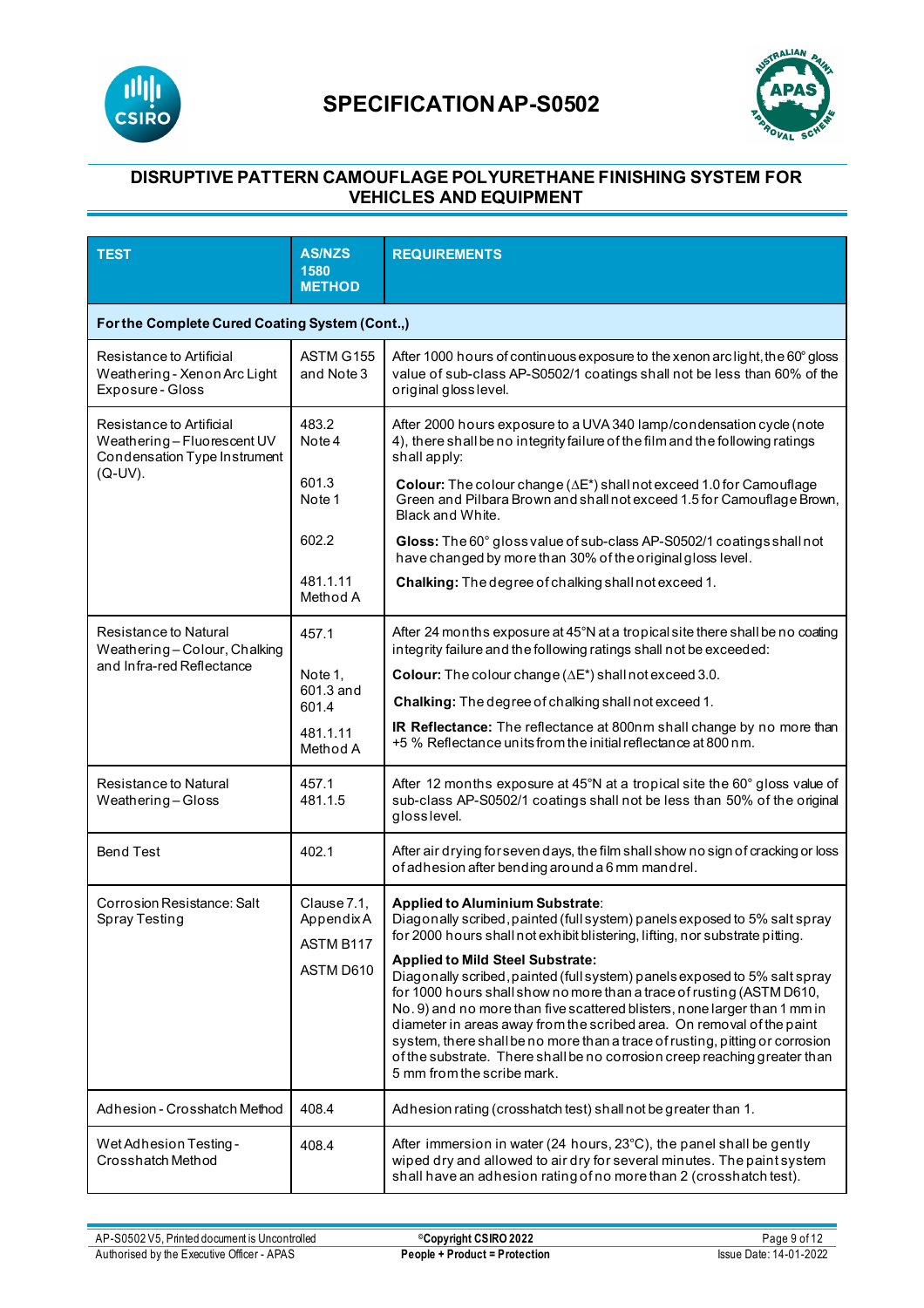# SPECIFICATION AP-S0502

## DISRUPTIVE PATTERN CAMOUFLAGE POLYURETHANE FINISHING SYSTEM FOR VEHICLES AND EQUIPMENT

| TEST | AS/NZS 1580 METHOD | REQUIREMENTS |
|---|---|---|
| **For the Complete Cured Coating System (Cont.,)** | | |
| Resistance to Artificial Weathering - Xenon Arc Light Exposure - Gloss | ASTM G155 and Note 3 | After 1000 hours of continuous exposure to the xenon arc light, the 60° gloss value of sub-class AP-S0502/1 coatings shall not be less than 60% of the original gloss level. |
| Resistance to Artificial Weathering – Fluorescent UV Condensation Type Instrument (Q-UV). | 483.2 Note 4<br><br>601.3 Note 1<br><br>602.2<br><br>481.1.11 Method A | After 2000 hours exposure to a UVA 340 lamp/condensation cycle (note 4), there shall be no integrity failure of the film and the following ratings shall apply:<br><br>**Colour:** The colour change ($\Delta E^*$) shall not exceed 1.0 for Camouflage Green and Pilbara Brown and shall not exceed 1.5 for Camouflage Brown, Black and White.<br><br>**Gloss:** The 60° gloss value of sub-class AP-S0502/1 coatings shall not have changed by more than 30% of the original gloss level.<br><br>**Chalking:** The degree of chalking shall not exceed 1. |
| Resistance to Natural Weathering – Colour, Chalking and Infra-red Reflectance | 457.1<br><br>Note 1, 601.3 and 601.4<br><br>481.1.11 Method A | After 24 months exposure at 45°N at a tropical site there shall be no coating integrity failure and the following ratings shall not be exceeded:<br><br>**Colour:** The colour change ($\Delta E^*$) shall not exceed 3.0.<br><br>**Chalking:** The degree of chalking shall not exceed 1.<br><br>**IR Reflectance:** The reflectance at 800nm shall change by no more than +5 % Reflectance units from the initial reflectance at 800 nm. |
| Resistance to Natural Weathering – Gloss | 457.1<br>481.1.5 | After 12 months exposure at 45°N at a tropical site the 60° gloss value of sub-class AP-S0502/1 coatings shall not be less than 50% of the original gloss level. |
| Bend Test | 402.1 | After air drying for seven days, the film shall show no sign of cracking or loss of adhesion after bending around a 6 mm mandrel. |
| Corrosion Resistance: Salt Spray Testing | Clause 7.1, Appendix A<br><br>ASTM B117<br><br>ASTM D610 | **Applied to Aluminium Substrate**:<br>Diagonally scribed, painted (full system) panels exposed to 5% salt spray for 2000 hours shall not exhibit blistering, lifting, nor substrate pitting.<br><br>**Applied to Mild Steel Substrate:**<br>Diagonally scribed, painted (full system) panels exposed to 5% salt spray for 1000 hours shall show no more than a trace of rusting (ASTM D610, No. 9) and no more than five scattered blisters, none larger than 1 mm in diameter in areas away from the scribed area. On removal of the paint system, there shall be no more than a trace of rusting, pitting or corrosion of the substrate. There shall be no corrosion creep reaching greater than 5 mm from the scribe mark. |
| Adhesion - Crosshatch Method | 408.4 | Adhesion rating (crosshatch test) shall not be greater than 1. |
| Wet Adhesion Testing - Crosshatch Method | 408.4 | After immersion in water (24 hours, 23°C), the panel shall be gently wiped dry and allowed to air dry for several minutes. The paint system shall have an adhesion rating of no more than 2 (crosshatch test). |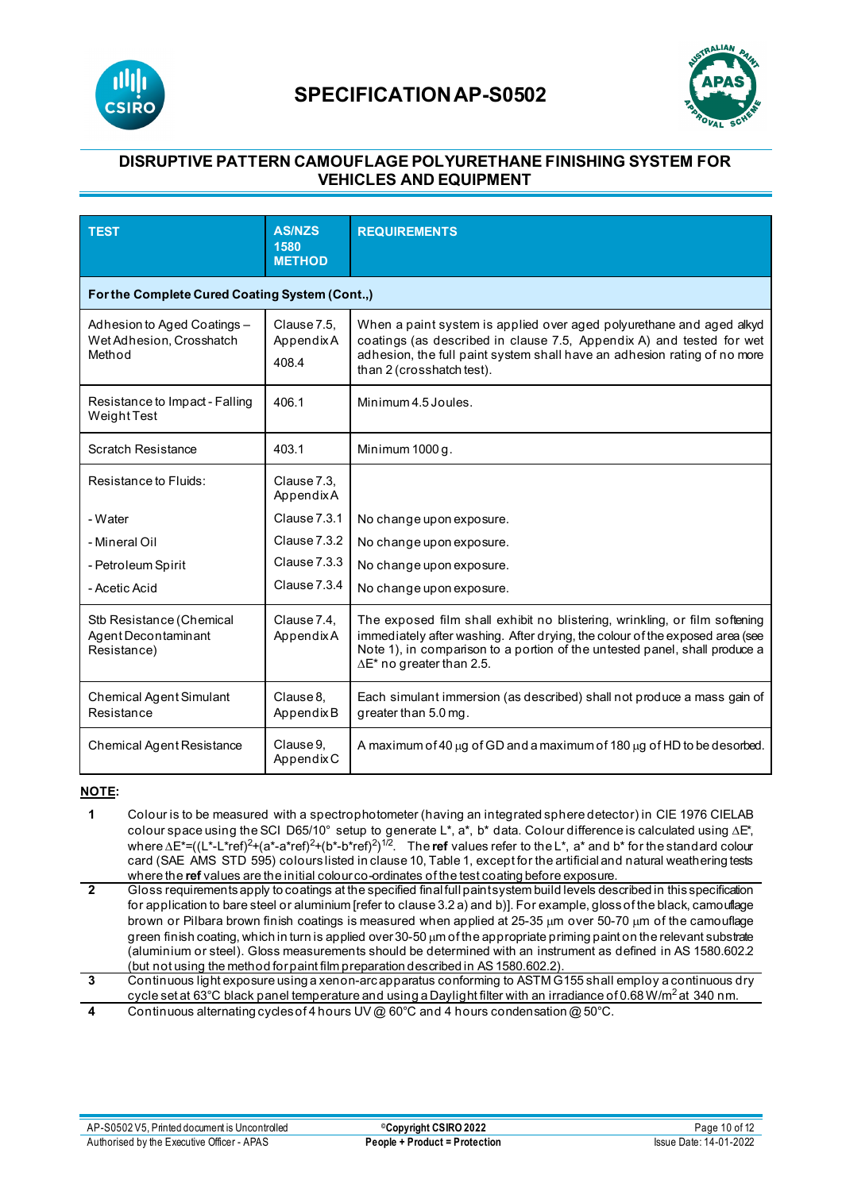# SPECIFICATION AP-S0502

## DISRUPTIVE PATTERN CAMOUFLAGE POLYURETHANE FINISHING SYSTEM FOR VEHICLES AND EQUIPMENT

| TEST | AS/NZS 1580 METHOD | REQUIREMENTS |
|---|---|---|
| **For the Complete Cured Coating System (Cont.,)** | | |
| Adhesion to Aged Coatings – Wet Adhesion, Crosshatch Method | Clause 7.5, Appendix A<br>408.4 | When a paint system is applied over aged polyurethane and aged alkyd coatings (as described in clause 7.5, Appendix A) and tested for wet adhesion, the full paint system shall have an adhesion rating of no more than 2 (crosshatch test). |
| Resistance to Impact - Falling Weight Test | 406.1 | Minimum 4.5 Joules. |
| Scratch Resistance | 403.1 | Minimum 1000 g. |
| Resistance to Fluids: | Clause 7.3, Appendix A | |
| - Water | Clause 7.3.1 | No change upon exposure. |
| - Mineral Oil | Clause 7.3.2 | No change upon exposure. |
| - Petroleum Spirit | Clause 7.3.3 | No change upon exposure. |
| - Acetic Acid | Clause 7.3.4 | No change upon exposure. |
| Stb Resistance (Chemical Agent Decontaminant Resistance) | Clause 7.4, Appendix A | The exposed film shall exhibit no blistering, wrinkling, or film softening immediately after washing. After drying, the colour of the exposed area (see Note 1), in comparison to a portion of the untested panel, shall produce a $\Delta E^*$ no greater than 2.5. |
| Chemical Agent Simulant Resistance | Clause 8, Appendix B | Each simulant immersion (as described) shall not produce a mass gain of greater than 5.0 mg. |
| Chemical Agent Resistance | Clause 9, Appendix C | A maximum of 40 µg of GD and a maximum of 180 µg of HD to be desorbed. |

**NOTE:**

| | |
|---|---|
| **1** | Colour is to be measured with a spectrophotometer (having an integrated sphere detector) in CIE 1976 CIELAB colour space using the SCI D65/10° setup to generate L\*, a\*, b\* data. Colour difference is calculated using $\Delta E^*$, where $\Delta E^*=((L^*-L^*ref)^2+(a^*-a^*ref)^2+(b^*-b^*ref)^2)^{1/2}$. The **ref** values refer to the L\*, a\* and b\* for the standard colour card (SAE AMS STD 595) colours listed in clause 10, Table 1, except for the artificial and natural weathering tests where the **ref** values are the initial colour co-ordinates of the test coating before exposure. |
| **2** | Gloss requirements apply to coatings at the specified final full paint system build levels described in this specification for application to bare steel or aluminium [refer to clause 3.2 a) and b)]. For example, gloss of the black, camouflage brown or Pilbara brown finish coatings is measured when applied at 25-35 µm over 50-70 µm of the camouflage green finish coating, which in turn is applied over 30-50 µm of the appropriate priming paint on the relevant substrate (aluminium or steel). Gloss measurements should be determined with an instrument as defined in AS 1580.602.2 (but not using the method for paint film preparation described in AS 1580.602.2). |
| **3** | Continuous light exposure using a xenon-arc apparatus conforming to ASTM G155 shall employ a continuous dry cycle set at 63°C black panel temperature and using a Daylight filter with an irradiance of 0.68 W/m$^2$ at 340 nm. |
| **4** | Continuous alternating cycles of 4 hours UV @ 60°C and 4 hours condensation @ 50°C. |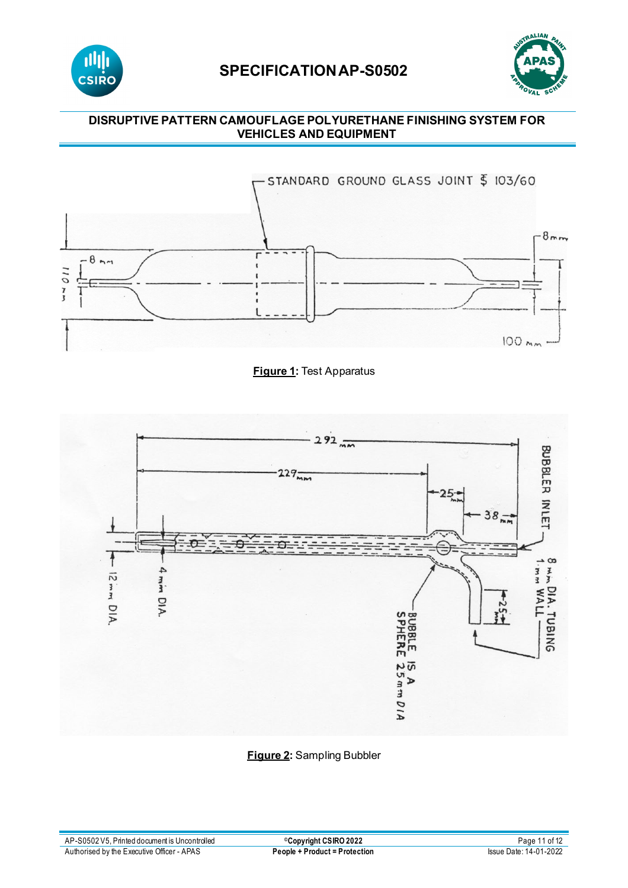STANDARD GROUND GLASS JOINT ⚲ 103/60

8 mm

8 mm

110 mm

100 mm

**Figure 1:** Test Apparatus

292 mm

229 mm

25 mm

38 mm

BUBBLER INLET

12 mm DIA.

4 mm DIA.

8 mm DIA. TUBING 1 mm WALL

25 mm

BUBBLE IS A SPHERE 25 mm DIA

**Figure 2:** Sampling Bubbler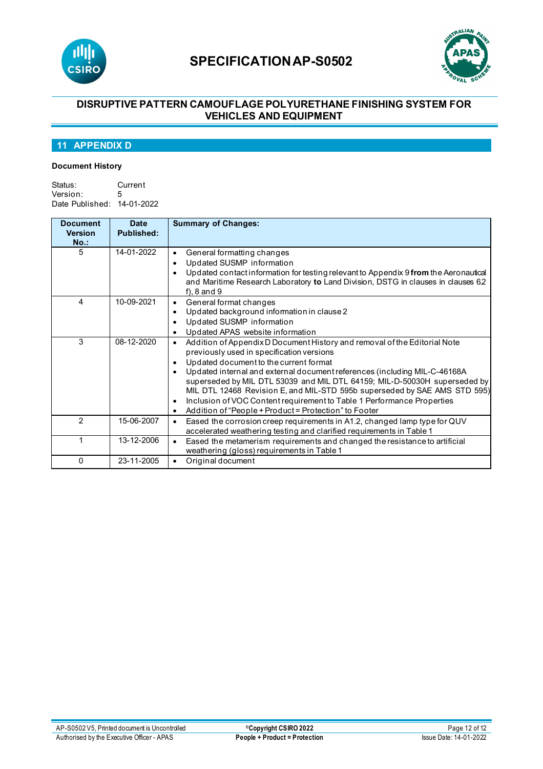## 11 APPENDIX D

**Document History**

Status: Current
Version: 5
Date Published: 14-01-2022

| Document Version No.: | Date Published: | Summary of Changes: |
|---|---|---|
| 5 | 14-01-2022 | • General formatting changes<br>• Updated SUSMP information<br>• Updated contact information for testing relevant to Appendix 9 **from** the Aeronautical and Maritime Research Laboratory **to** Land Division, DSTG in clauses in clauses 6.2 f), 8 and 9 |
| 4 | 10-09-2021 | • General format changes<br>• Updated background information in clause 2<br>• Updated SUSMP information<br>• Updated APAS website information |
| 3 | 08-12-2020 | • Addition of Appendix D Document History and removal of the Editorial Note previously used in specification versions<br>• Updated document to the current format<br>• Updated internal and external document references (including MIL-C-46168A superseded by MIL DTL 53039 and MIL DTL 64159; MIL-D-50030H superseded by MIL DTL 12468 Revision E, and MIL-STD 595b superseded by SAE AMS STD 595)<br>• Inclusion of VOC Content requirement to Table 1 Performance Properties<br>• Addition of "People + Product = Protection" to Footer |
| 2 | 15-06-2007 | • Eased the corrosion creep requirements in A1.2, changed lamp type for QUV accelerated weathering testing and clarified requirements in Table 1 |
| 1 | 13-12-2006 | • Eased the metamerism requirements and changed the resistance to artificial weathering (gloss) requirements in Table 1 |
| 0 | 23-11-2005 | • Original document |